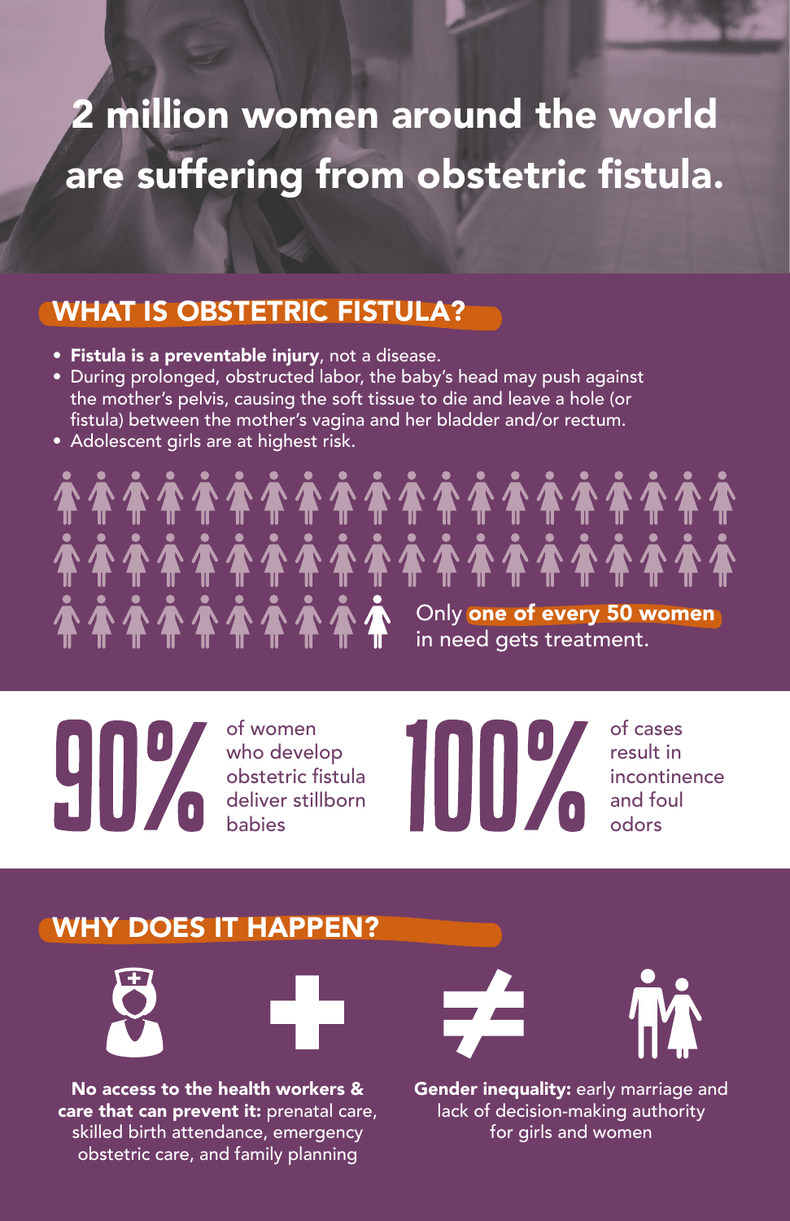# 2 million women around the world are suffering from obstetric fistula.

## WHAT IS OBSTETRIC FISTULA?

- **Fistula is a preventable injury**, not a disease.
- During prolonged, obstructed labor, the baby's head may push against the mother's pelvis, causing the soft tissue to die and leave a hole (or fistula) between the mother's vagina and her bladder and/or rectum.
- Adolescent girls are at highest risk.

Only **one of every 50 women** in need gets treatment.

**90%** of women who develop obstetric fistula deliver stillborn babies

**100%** of cases result in incontinence and foul odors

## WHY DOES IT HAPPEN?

**No access to the health workers & care that can prevent it:** prenatal care, skilled birth attendance, emergency obstetric care, and family planning

**Gender inequality:** early marriage and lack of decision-making authority for girls and women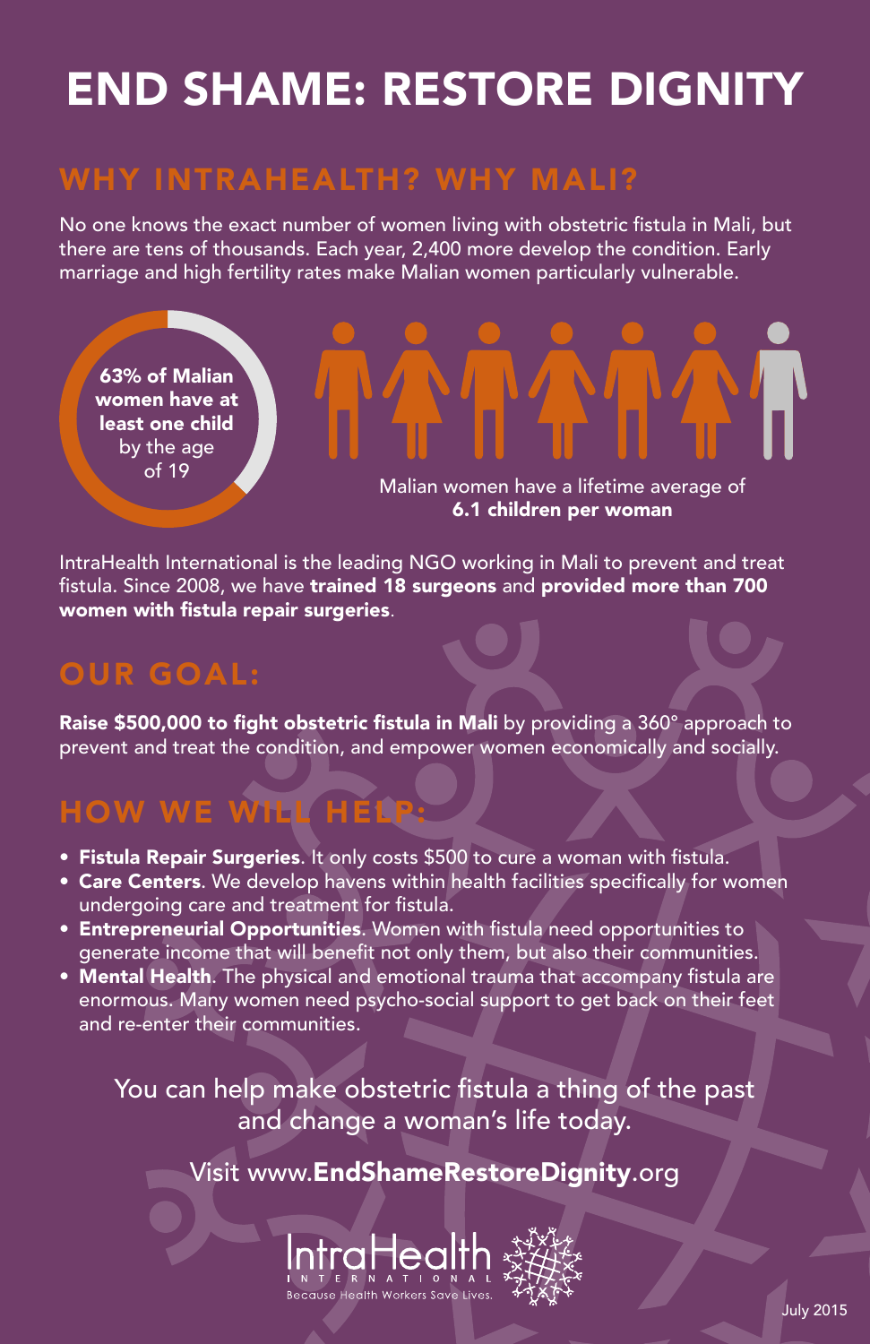# END SHAME: RESTORE DIGNITY

## WHY INTRAHEALTH? WHY MALI?

No one knows the exact number of women living with obstetric fistula in Mali, but there are tens of thousands. Each year, 2,400 more develop the condition. Early marriage and high fertility rates make Malian women particularly vulnerable.

**63% of Malian women have at least one child** by the age of 19

Malian women have a lifetime average of **6.1 children per woman**

IntraHealth International is the leading NGO working in Mali to prevent and treat fistula. Since 2008, we have **trained 18 surgeons** and **provided more than 700 women with fistula repair surgeries**.

## OUR GOAL:

**Raise $500,000 to fight obstetric fistula in Mali** by providing a 360° approach to prevent and treat the condition, and empower women economically and socially.

## HOW WE WILL HELP:

- **Fistula Repair Surgeries**. It only costs $500 to cure a woman with fistula.
- **Care Centers**. We develop havens within health facilities specifically for women undergoing care and treatment for fistula.
- **Entrepreneurial Opportunities**. Women with fistula need opportunities to generate income that will benefit not only them, but also their communities.
- **Mental Health**. The physical and emotional trauma that accompany fistula are enormous. Many women need psycho-social support to get back on their feet and re-enter their communities.

You can help make obstetric fistula a thing of the past and change a woman's life today.

Visit www.**EndShameRestoreDignity**.org

IntraHealth INTERNATIONAL

Because Health Workers Save Lives.

July 2015